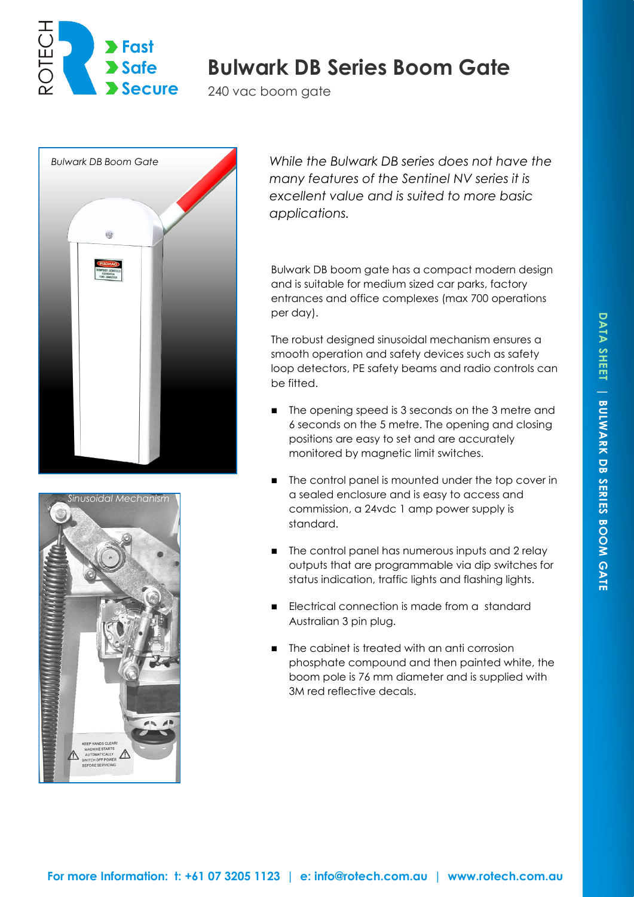# Bulwark DB Series Boom Gate

240 vac boom gate

Bulwark DB Boom Gate

Sinusoidal Mechanism

*While the Bulwark DB series does not have the many features of the Sentinel NV series it is excellent value and is suited to more basic applications.*

Bulwark DB boom gate has a compact modern design and is suitable for medium sized car parks, factory entrances and office complexes (max 700 operations per day).

The robust designed sinusoidal mechanism ensures a smooth operation and safety devices such as safety loop detectors, PE safety beams and radio controls can be fitted.

- The opening speed is 3 seconds on the 3 metre and 6 seconds on the 5 metre. The opening and closing positions are easy to set and are accurately monitored by magnetic limit switches.
- The control panel is mounted under the top cover in a sealed enclosure and is easy to access and commission, a 24vdc 1 amp power supply is standard.
- The control panel has numerous inputs and 2 relay outputs that are programmable via dip switches for status indication, traffic lights and flashing lights.
- Electrical connection is made from a standard Australian 3 pin plug.
- The cabinet is treated with an anti corrosion phosphate compound and then painted white, the boom pole is 76 mm diameter and is supplied with 3M red reflective decals.

**For more Information: t: +61 07 3205 1123 | e: info@rotech.com.au | www.rotech.com.au**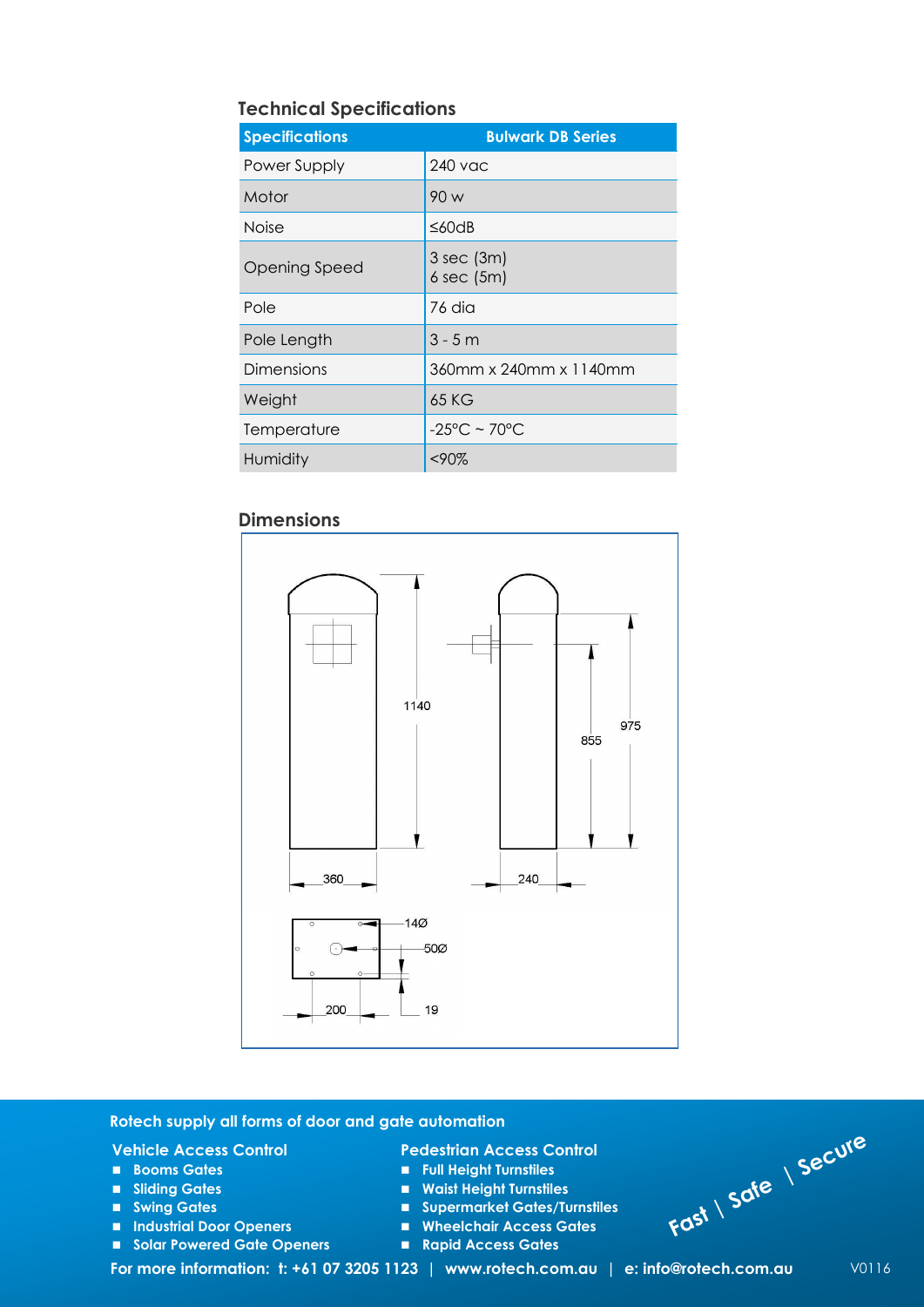## Technical Specifications

| Specifications | Bulwark DB Series |
| --- | --- |
| Power Supply | 240 vac |
| Motor | 90 w |
| Noise | ≤60dB |
| Opening Speed | 3 sec (3m)<br>6 sec (5m) |
| Pole | 76 dia |
| Pole Length | 3 - 5 m |
| Dimensions | 360mm x 240mm x 1140mm |
| Weight | 65 KG |
| Temperature | -25°C ~ 70°C |
| Humidity | <90% |

## Dimensions

1140

975

855

360

240

14Ø

50Ø

200

19

**Rotech supply all forms of door and gate automation**

**Vehicle Access Control**

- Booms Gates
- Sliding Gates
- Swing Gates
- Industrial Door Openers
- Solar Powered Gate Openers

**Pedestrian Access Control**

- Full Height Turnstiles
- Waist Height Turnstiles
- Supermarket Gates/Turnstiles
- Wheelchair Access Gates
- Rapid Access Gates

Fast | Safe | Secure

**For more information: t: +61 07 3205 1123 | www.rotech.com.au | e: info@rotech.com.au**

V0116